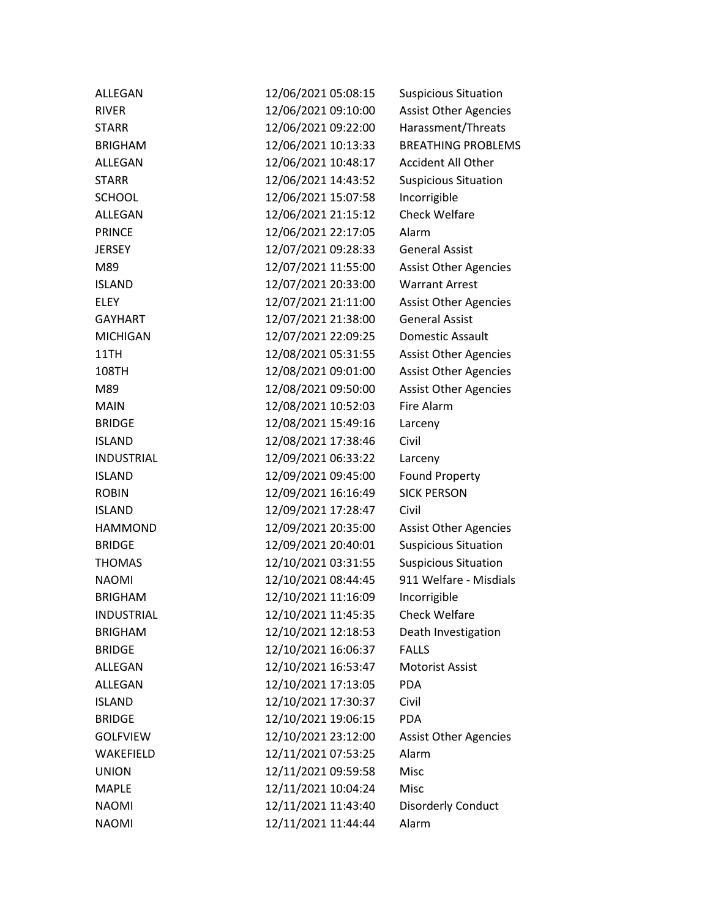| | | |
|---|---|---|
| ALLEGAN | 12/06/2021 05:08:15 | Suspicious Situation |
| RIVER | 12/06/2021 09:10:00 | Assist Other Agencies |
| STARR | 12/06/2021 09:22:00 | Harassment/Threats |
| BRIGHAM | 12/06/2021 10:13:33 | BREATHING PROBLEMS |
| ALLEGAN | 12/06/2021 10:48:17 | Accident All Other |
| STARR | 12/06/2021 14:43:52 | Suspicious Situation |
| SCHOOL | 12/06/2021 15:07:58 | Incorrigible |
| ALLEGAN | 12/06/2021 21:15:12 | Check Welfare |
| PRINCE | 12/06/2021 22:17:05 | Alarm |
| JERSEY | 12/07/2021 09:28:33 | General Assist |
| M89 | 12/07/2021 11:55:00 | Assist Other Agencies |
| ISLAND | 12/07/2021 20:33:00 | Warrant Arrest |
| ELEY | 12/07/2021 21:11:00 | Assist Other Agencies |
| GAYHART | 12/07/2021 21:38:00 | General Assist |
| MICHIGAN | 12/07/2021 22:09:25 | Domestic Assault |
| 11TH | 12/08/2021 05:31:55 | Assist Other Agencies |
| 108TH | 12/08/2021 09:01:00 | Assist Other Agencies |
| M89 | 12/08/2021 09:50:00 | Assist Other Agencies |
| MAIN | 12/08/2021 10:52:03 | Fire Alarm |
| BRIDGE | 12/08/2021 15:49:16 | Larceny |
| ISLAND | 12/08/2021 17:38:46 | Civil |
| INDUSTRIAL | 12/09/2021 06:33:22 | Larceny |
| ISLAND | 12/09/2021 09:45:00 | Found Property |
| ROBIN | 12/09/2021 16:16:49 | SICK PERSON |
| ISLAND | 12/09/2021 17:28:47 | Civil |
| HAMMOND | 12/09/2021 20:35:00 | Assist Other Agencies |
| BRIDGE | 12/09/2021 20:40:01 | Suspicious Situation |
| THOMAS | 12/10/2021 03:31:55 | Suspicious Situation |
| NAOMI | 12/10/2021 08:44:45 | 911 Welfare - Misdials |
| BRIGHAM | 12/10/2021 11:16:09 | Incorrigible |
| INDUSTRIAL | 12/10/2021 11:45:35 | Check Welfare |
| BRIGHAM | 12/10/2021 12:18:53 | Death Investigation |
| BRIDGE | 12/10/2021 16:06:37 | FALLS |
| ALLEGAN | 12/10/2021 16:53:47 | Motorist Assist |
| ALLEGAN | 12/10/2021 17:13:05 | PDA |
| ISLAND | 12/10/2021 17:30:37 | Civil |
| BRIDGE | 12/10/2021 19:06:15 | PDA |
| GOLFVIEW | 12/10/2021 23:12:00 | Assist Other Agencies |
| WAKEFIELD | 12/11/2021 07:53:25 | Alarm |
| UNION | 12/11/2021 09:59:58 | Misc |
| MAPLE | 12/11/2021 10:04:24 | Misc |
| NAOMI | 12/11/2021 11:43:40 | Disorderly Conduct |
| NAOMI | 12/11/2021 11:44:44 | Alarm |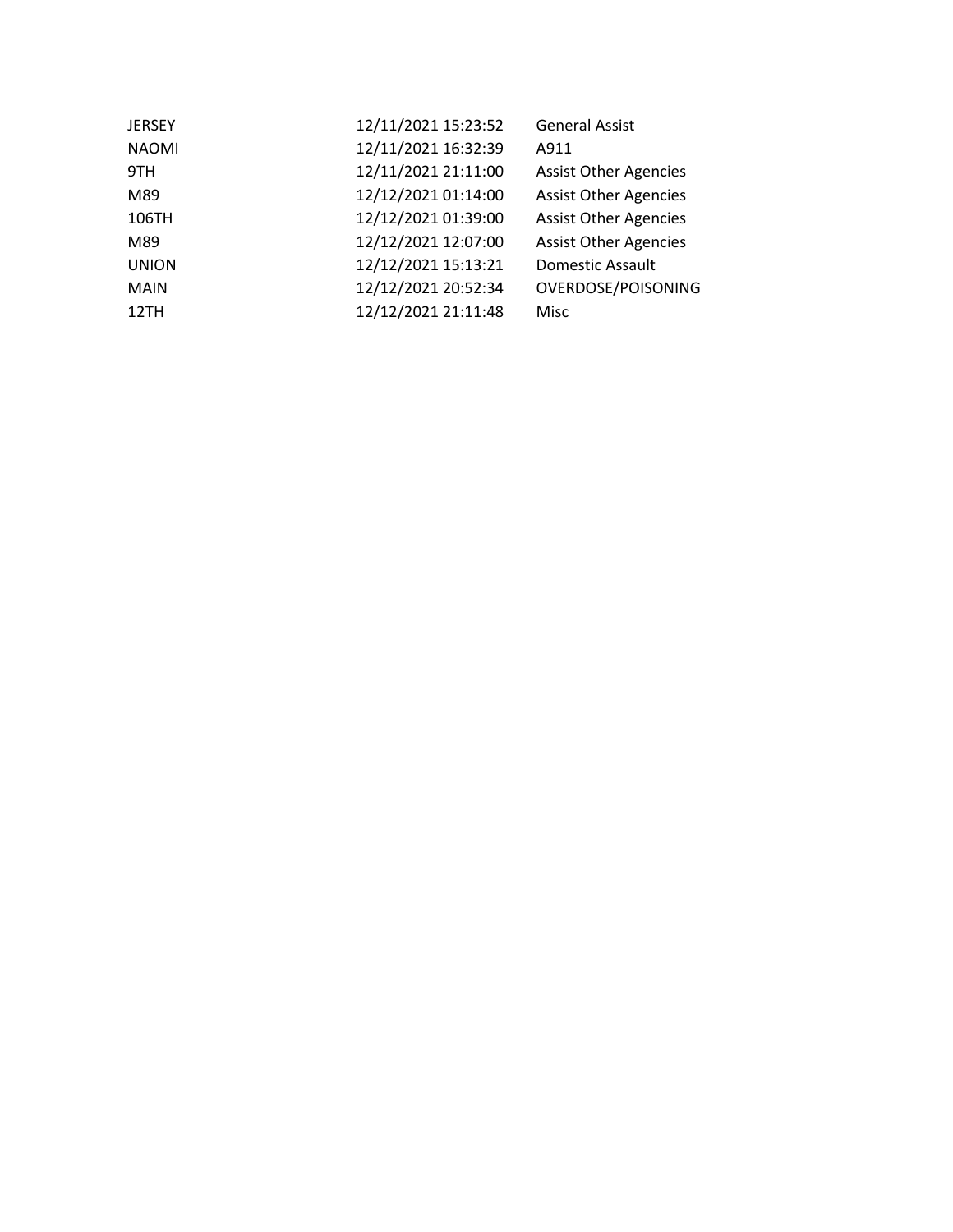| | | |
|---|---|---|
| JERSEY | 12/11/2021 15:23:52 | General Assist |
| NAOMI | 12/11/2021 16:32:39 | A911 |
| 9TH | 12/11/2021 21:11:00 | Assist Other Agencies |
| M89 | 12/12/2021 01:14:00 | Assist Other Agencies |
| 106TH | 12/12/2021 01:39:00 | Assist Other Agencies |
| M89 | 12/12/2021 12:07:00 | Assist Other Agencies |
| UNION | 12/12/2021 15:13:21 | Domestic Assault |
| MAIN | 12/12/2021 20:52:34 | OVERDOSE/POISONING |
| 12TH | 12/12/2021 21:11:48 | Misc |